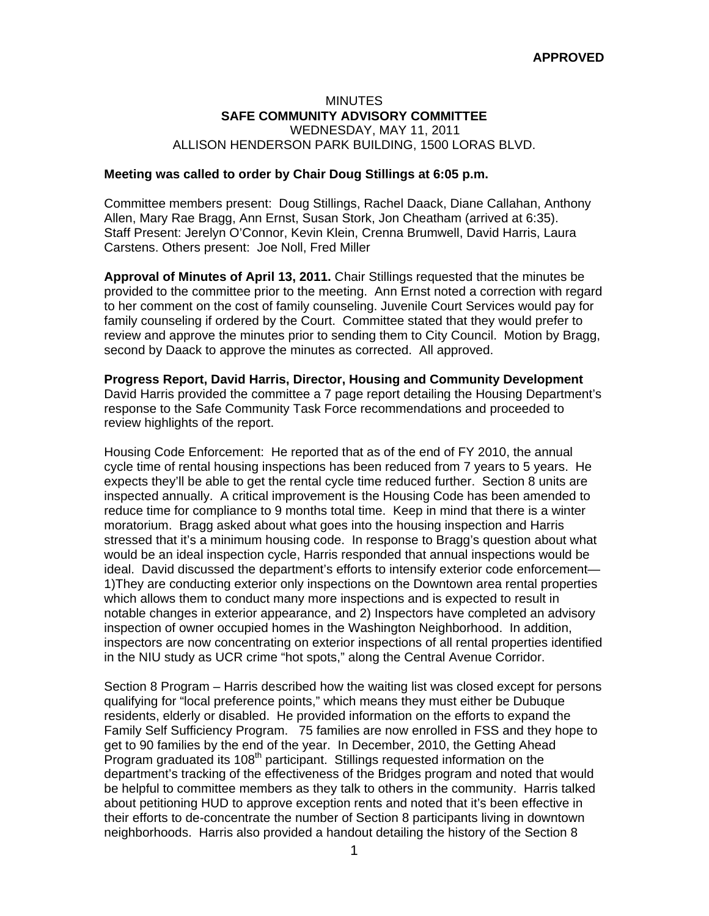**APPROVED**

MINUTES

**SAFE COMMUNITY ADVISORY COMMITTEE**

WEDNESDAY, MAY 11, 2011

ALLISON HENDERSON PARK BUILDING, 1500 LORAS BLVD.

**Meeting was called to order by Chair Doug Stillings at 6:05 p.m.**

Committee members present: Doug Stillings, Rachel Daack, Diane Callahan, Anthony Allen, Mary Rae Bragg, Ann Ernst, Susan Stork, Jon Cheatham (arrived at 6:35). Staff Present: Jerelyn O'Connor, Kevin Klein, Crenna Brumwell, David Harris, Laura Carstens. Others present: Joe Noll, Fred Miller

**Approval of Minutes of April 13, 2011.** Chair Stillings requested that the minutes be provided to the committee prior to the meeting. Ann Ernst noted a correction with regard to her comment on the cost of family counseling. Juvenile Court Services would pay for family counseling if ordered by the Court. Committee stated that they would prefer to review and approve the minutes prior to sending them to City Council. Motion by Bragg, second by Daack to approve the minutes as corrected. All approved.

**Progress Report, David Harris, Director, Housing and Community Development**
David Harris provided the committee a 7 page report detailing the Housing Department's response to the Safe Community Task Force recommendations and proceeded to review highlights of the report.

Housing Code Enforcement: He reported that as of the end of FY 2010, the annual cycle time of rental housing inspections has been reduced from 7 years to 5 years. He expects they'll be able to get the rental cycle time reduced further. Section 8 units are inspected annually. A critical improvement is the Housing Code has been amended to reduce time for compliance to 9 months total time. Keep in mind that there is a winter moratorium. Bragg asked about what goes into the housing inspection and Harris stressed that it's a minimum housing code. In response to Bragg's question about what would be an ideal inspection cycle, Harris responded that annual inspections would be ideal. David discussed the department's efforts to intensify exterior code enforcement— 1)They are conducting exterior only inspections on the Downtown area rental properties which allows them to conduct many more inspections and is expected to result in notable changes in exterior appearance, and 2) Inspectors have completed an advisory inspection of owner occupied homes in the Washington Neighborhood. In addition, inspectors are now concentrating on exterior inspections of all rental properties identified in the NIU study as UCR crime "hot spots," along the Central Avenue Corridor.

Section 8 Program – Harris described how the waiting list was closed except for persons qualifying for "local preference points," which means they must either be Dubuque residents, elderly or disabled. He provided information on the efforts to expand the Family Self Sufficiency Program. 75 families are now enrolled in FSS and they hope to get to 90 families by the end of the year. In December, 2010, the Getting Ahead Program graduated its 108th participant. Stillings requested information on the department's tracking of the effectiveness of the Bridges program and noted that would be helpful to committee members as they talk to others in the community. Harris talked about petitioning HUD to approve exception rents and noted that it's been effective in their efforts to de-concentrate the number of Section 8 participants living in downtown neighborhoods. Harris also provided a handout detailing the history of the Section 8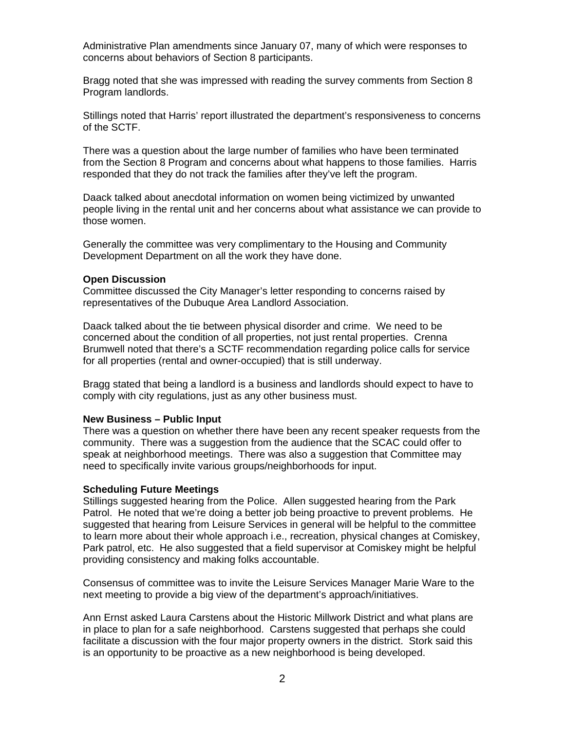Administrative Plan amendments since January 07, many of which were responses to concerns about behaviors of Section 8 participants.

Bragg noted that she was impressed with reading the survey comments from Section 8 Program landlords.

Stillings noted that Harris' report illustrated the department's responsiveness to concerns of the SCTF.

There was a question about the large number of families who have been terminated from the Section 8 Program and concerns about what happens to those families. Harris responded that they do not track the families after they've left the program.

Daack talked about anecdotal information on women being victimized by unwanted people living in the rental unit and her concerns about what assistance we can provide to those women.

Generally the committee was very complimentary to the Housing and Community Development Department on all the work they have done.

**Open Discussion**
Committee discussed the City Manager's letter responding to concerns raised by representatives of the Dubuque Area Landlord Association.

Daack talked about the tie between physical disorder and crime. We need to be concerned about the condition of all properties, not just rental properties. Crenna Brumwell noted that there's a SCTF recommendation regarding police calls for service for all properties (rental and owner-occupied) that is still underway.

Bragg stated that being a landlord is a business and landlords should expect to have to comply with city regulations, just as any other business must.

**New Business – Public Input**
There was a question on whether there have been any recent speaker requests from the community. There was a suggestion from the audience that the SCAC could offer to speak at neighborhood meetings. There was also a suggestion that Committee may need to specifically invite various groups/neighborhoods for input.

**Scheduling Future Meetings**
Stillings suggested hearing from the Police. Allen suggested hearing from the Park Patrol. He noted that we're doing a better job being proactive to prevent problems. He suggested that hearing from Leisure Services in general will be helpful to the committee to learn more about their whole approach i.e., recreation, physical changes at Comiskey, Park patrol, etc. He also suggested that a field supervisor at Comiskey might be helpful providing consistency and making folks accountable.

Consensus of committee was to invite the Leisure Services Manager Marie Ware to the next meeting to provide a big view of the department's approach/initiatives.

Ann Ernst asked Laura Carstens about the Historic Millwork District and what plans are in place to plan for a safe neighborhood. Carstens suggested that perhaps she could facilitate a discussion with the four major property owners in the district. Stork said this is an opportunity to be proactive as a new neighborhood is being developed.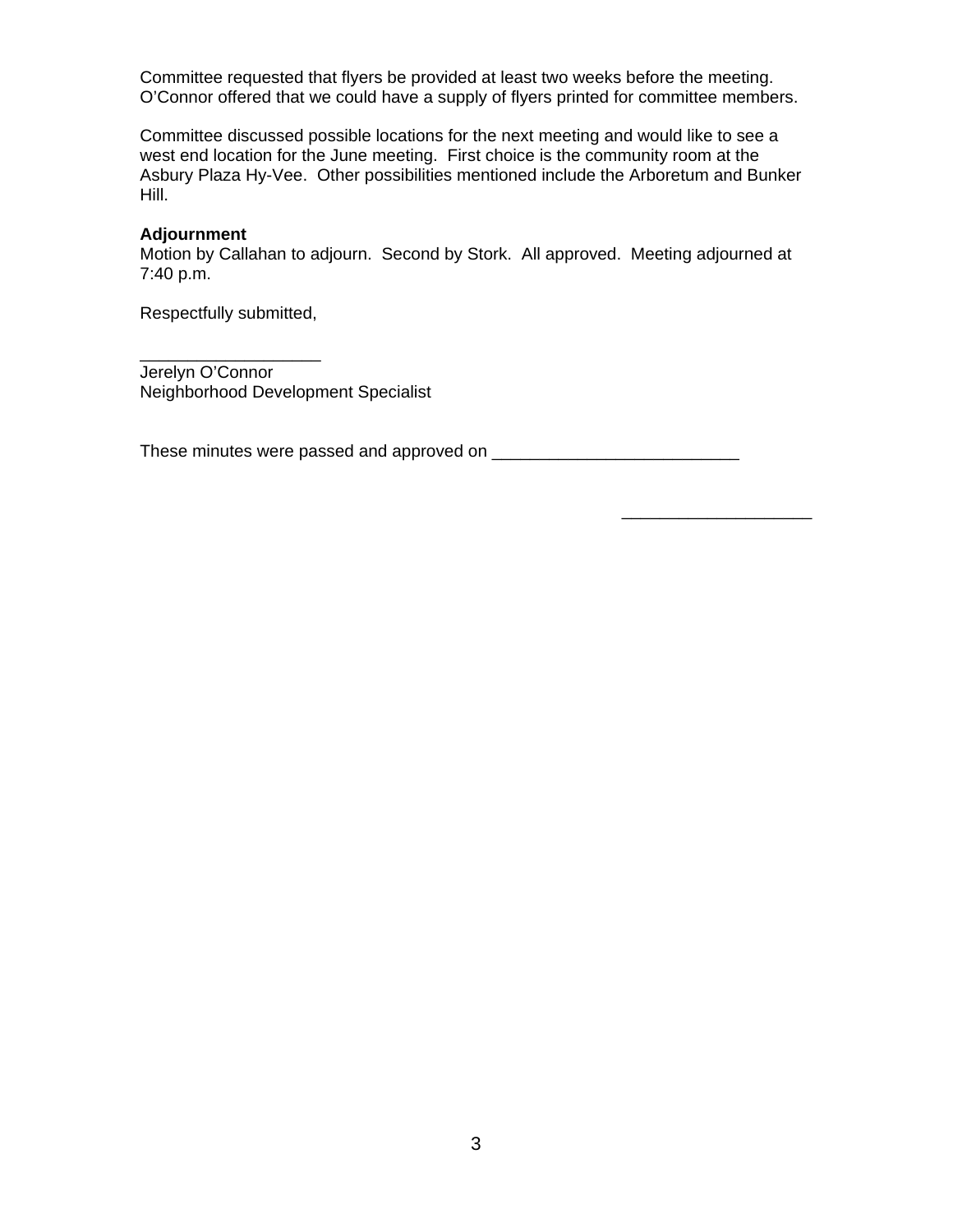Committee requested that flyers be provided at least two weeks before the meeting. O'Connor offered that we could have a supply of flyers printed for committee members.

Committee discussed possible locations for the next meeting and would like to see a west end location for the June meeting. First choice is the community room at the Asbury Plaza Hy-Vee. Other possibilities mentioned include the Arboretum and Bunker Hill.

**Adjournment**
Motion by Callahan to adjourn. Second by Stork. All approved. Meeting adjourned at 7:40 p.m.

Respectfully submitted,

___________________
Jerelyn O'Connor
Neighborhood Development Specialist

These minutes were passed and approved on __________________________

____________________